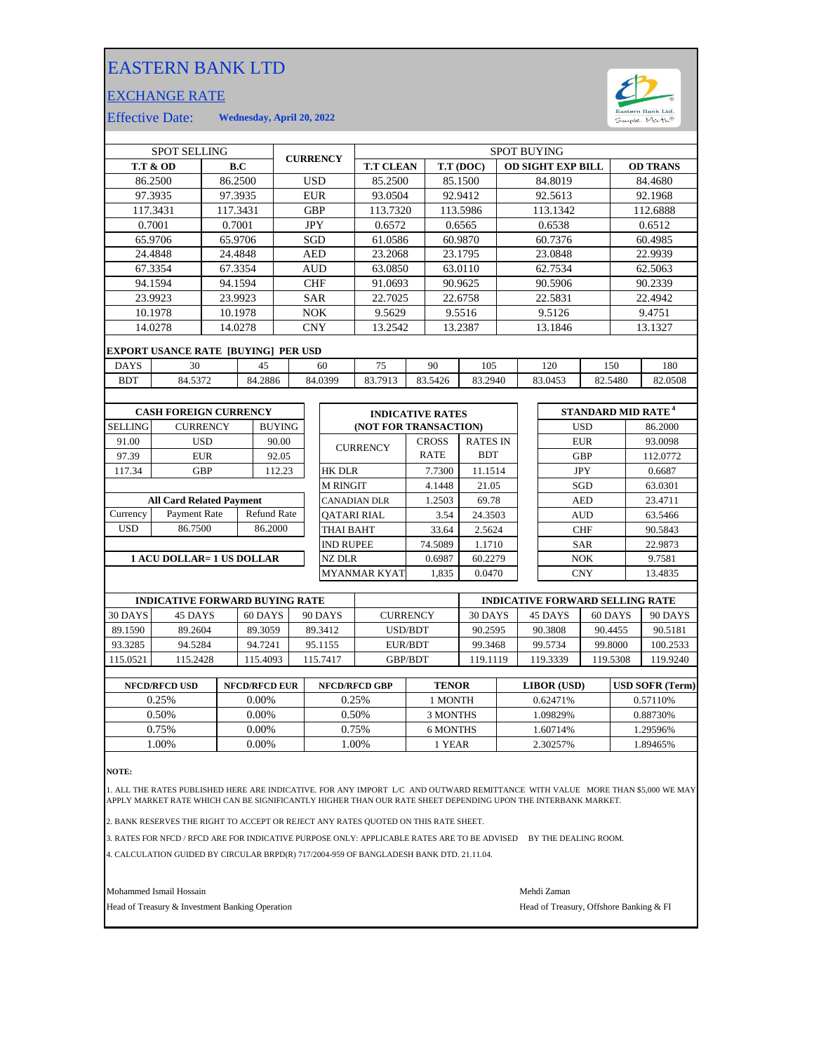# EASTERN BANK LTD

## EXCHANGE RATE

Effective Date: **Wednesday, April 20, 2022**

| SPOT SELLING | | CURRENCY | SPOT BUYING | | | |
|---|---|---|---|---|---|---|
| **T.T & OD** | **B.C** | | **T.T CLEAN** | **T.T (DOC)** | **OD SIGHT EXP BILL** | **OD TRANS** |
| 86.2500 | 86.2500 | USD | 85.2500 | 85.1500 | 84.8019 | 84.4680 |
| 97.3935 | 97.3935 | EUR | 93.0504 | 92.9412 | 92.5613 | 92.1968 |
| 117.3431 | 117.3431 | GBP | 113.7320 | 113.5986 | 113.1342 | 112.6888 |
| 0.7001 | 0.7001 | JPY | 0.6572 | 0.6565 | 0.6538 | 0.6512 |
| 65.9706 | 65.9706 | SGD | 61.0586 | 60.9870 | 60.7376 | 60.4985 |
| 24.4848 | 24.4848 | AED | 23.2068 | 23.1795 | 23.0848 | 22.9939 |
| 67.3354 | 67.3354 | AUD | 63.0850 | 63.0110 | 62.7534 | 62.5063 |
| 94.1594 | 94.1594 | CHF | 91.0693 | 90.9625 | 90.5906 | 90.2339 |
| 23.9923 | 23.9923 | SAR | 22.7025 | 22.6758 | 22.5831 | 22.4942 |
| 10.1978 | 10.1978 | NOK | 9.5629 | 9.5516 | 9.5126 | 9.4751 |
| 14.0278 | 14.0278 | CNY | 13.2542 | 13.2387 | 13.1846 | 13.1327 |

**EXPORT USANCE RATE [BUYING] PER USD**

| DAYS | 30 | 45 | 60 | 75 | 90 | 105 | 120 | 150 | 180 |
|---|---|---|---|---|---|---|---|---|---|
| BDT | 84.5372 | 84.2886 | 84.0399 | 83.7913 | 83.5426 | 83.2940 | 83.0453 | 82.5480 | 82.0508 |

**CASH FOREIGN CURRENCY**

| SELLING | CURRENCY | BUYING |
|---|---|---|
| 91.00 | USD | 90.00 |
| 97.39 | EUR | 92.05 |
| 117.34 | GBP | 112.23 |

**All Card Related Payment**

| Currency | Payment Rate | Refund Rate |
|---|---|---|
| USD | 86.7500 | 86.2000 |

**1 ACU DOLLAR= 1 US DOLLAR**

**INDICATIVE RATES (NOT FOR TRANSACTION)**

| CURRENCY | CROSS RATE | RATES IN BDT |
|---|---|---|
| HK DLR | 7.7300 | 11.1514 |
| M RINGIT | 4.1448 | 21.05 |
| CANADIAN DLR | 1.2503 | 69.78 |
| QATARI RIAL | 3.54 | 24.3503 |
| THAI BAHT | 33.64 | 2.5624 |
| IND RUPEE | 74.5089 | 1.1710 |
| NZ DLR | 0.6987 | 60.2279 |
| MYANMAR KYAT | 1,835 | 0.0470 |

**STANDARD MID RATE [4]**

| Currency | Rate |
|---|---|
| USD | 86.2000 |
| EUR | 93.0098 |
| GBP | 112.0772 |
| JPY | 0.6687 |
| SGD | 63.0301 |
| AED | 23.4711 |
| AUD | 63.5466 |
| CHF | 90.5843 |
| SAR | 22.9873 |
| NOK | 9.7581 |
| CNY | 13.4835 |

| INDICATIVE FORWARD BUYING RATE | | | | | INDICATIVE FORWARD SELLING RATE | | | |
|---|---|---|---|---|---|---|---|---|
| 30 DAYS | 45 DAYS | 60 DAYS | 90 DAYS | CURRENCY | 30 DAYS | 45 DAYS | 60 DAYS | 90 DAYS |
| 89.1590 | 89.2604 | 89.3059 | 89.3412 | USD/BDT | 90.2595 | 90.3808 | 90.4455 | 90.5181 |
| 93.3285 | 94.5284 | 94.7241 | 95.1155 | EUR/BDT | 99.3468 | 99.5734 | 99.8000 | 100.2533 |
| 115.0521 | 115.2428 | 115.4093 | 115.7417 | GBP/BDT | 119.1119 | 119.3339 | 119.5308 | 119.9240 |

| NFCD/RFCD USD | NFCD/RFCD EUR | NFCD/RFCD GBP | TENOR | LIBOR (USD) | USD SOFR (Term) |
|---|---|---|---|---|---|
| 0.25% | 0.00% | 0.25% | 1 MONTH | 0.62471% | 0.57110% |
| 0.50% | 0.00% | 0.50% | 3 MONTHS | 1.09829% | 0.88730% |
| 0.75% | 0.00% | 0.75% | 6 MONTHS | 1.60714% | 1.29596% |
| 1.00% | 0.00% | 1.00% | 1 YEAR | 2.30257% | 1.89465% |

**NOTE:**

1. ALL THE RATES PUBLISHED HERE ARE INDICATIVE. FOR ANY IMPORT L/C AND OUTWARD REMITTANCE WITH VALUE MORE THAN $5,000 WE MAY APPLY MARKET RATE WHICH CAN BE SIGNIFICANTLY HIGHER THAN OUR RATE SHEET DEPENDING UPON THE INTERBANK MARKET.
2. BANK RESERVES THE RIGHT TO ACCEPT OR REJECT ANY RATES QUOTED ON THIS RATE SHEET.
3. RATES FOR NFCD / RFCD ARE FOR INDICATIVE PURPOSE ONLY: APPLICABLE RATES ARE TO BE ADVISED BY THE DEALING ROOM.
4. CALCULATION GUIDED BY CIRCULAR BRPD(R) 717/2004-959 OF BANGLADESH BANK DTD. 21.11.04.

Mohammed Ismail Hossain
Head of Treasury & Investment Banking Operation

Mehdi Zaman
Head of Treasury, Offshore Banking & FI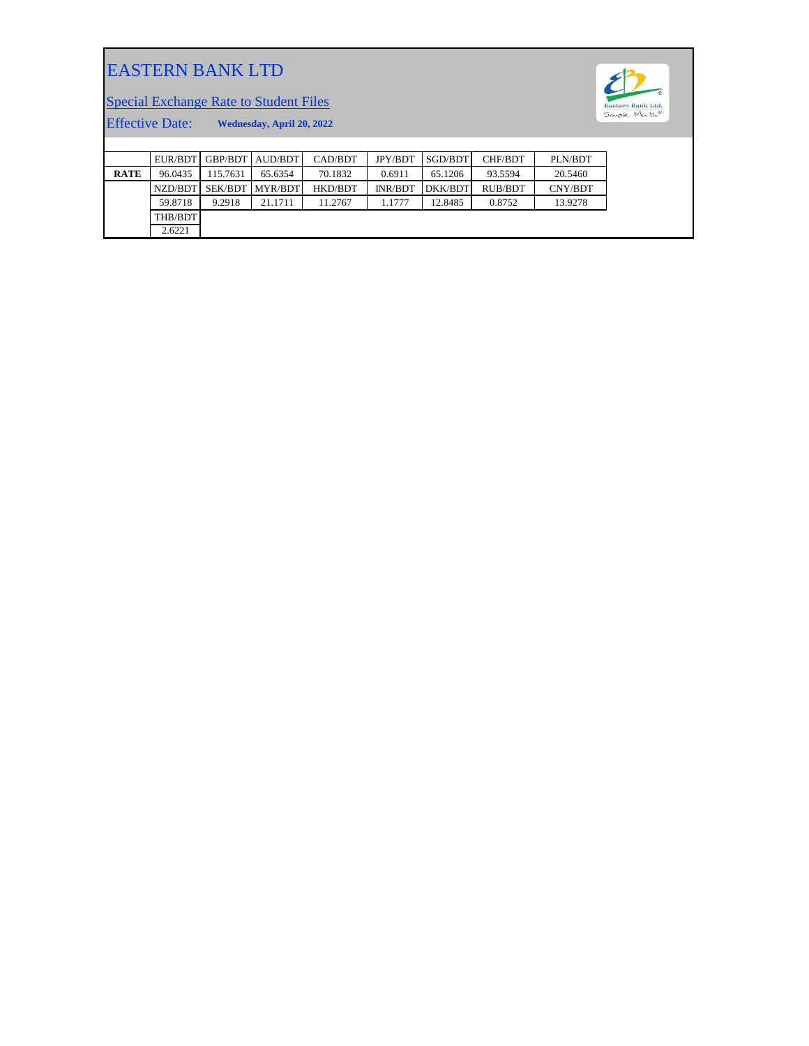# EASTERN BANK LTD

Special Exchange Rate to Student Files

Effective Date: **Wednesday, April 20, 2022**

| | | | | | | | | |
|---|---|---|---|---|---|---|---|---|
| | EUR/BDT | GBP/BDT | AUD/BDT | CAD/BDT | JPY/BDT | SGD/BDT | CHF/BDT | PLN/BDT |
| **RATE** | 96.0435 | 115.7631 | 65.6354 | 70.1832 | 0.6911 | 65.1206 | 93.5594 | 20.5460 |
| | NZD/BDT | SEK/BDT | MYR/BDT | HKD/BDT | INR/BDT | DKK/BDT | RUB/BDT | CNY/BDT |
| | 59.8718 | 9.2918 | 21.1711 | 11.2767 | 1.1777 | 12.8485 | 0.8752 | 13.9278 |
| | THB/BDT | | | | | | | |
| | 2.6221 | | | | | | | |